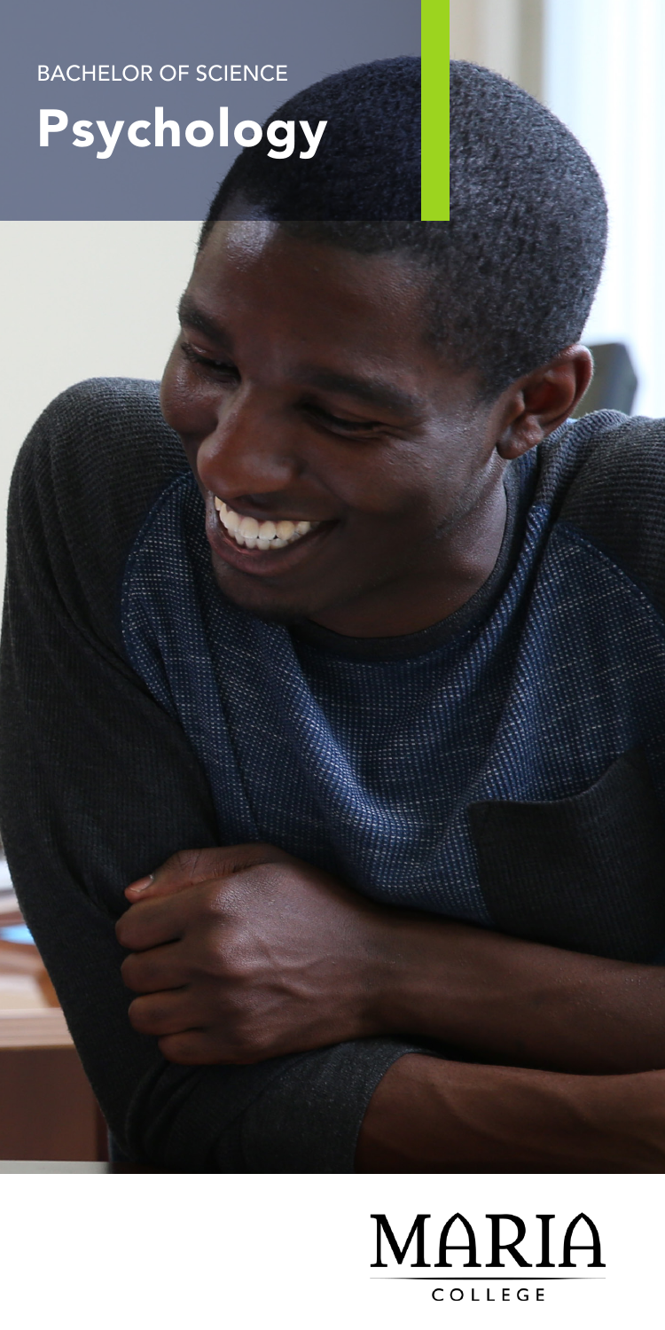BACHELOR OF SCIENCE

# Psychology

MARIA COLLEGE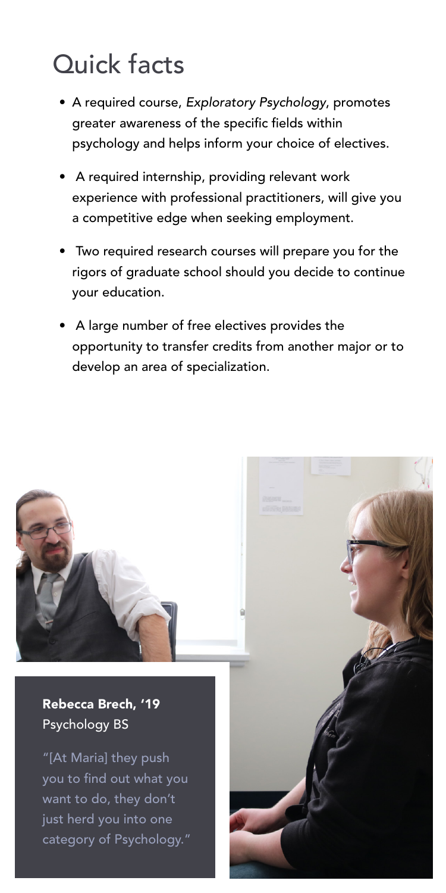# Quick facts

- A required course, *Exploratory Psychology*, promotes greater awareness of the specific fields within psychology and helps inform your choice of electives.
- A required internship, providing relevant work experience with professional practitioners, will give you a competitive edge when seeking employment.
- Two required research courses will prepare you for the rigors of graduate school should you decide to continue your education.
- A large number of free electives provides the opportunity to transfer credits from another major or to develop an area of specialization.

**Rebecca Brech, '19**
Psychology BS

"[At Maria] they push you to find out what you want to do, they don't just herd you into one category of Psychology."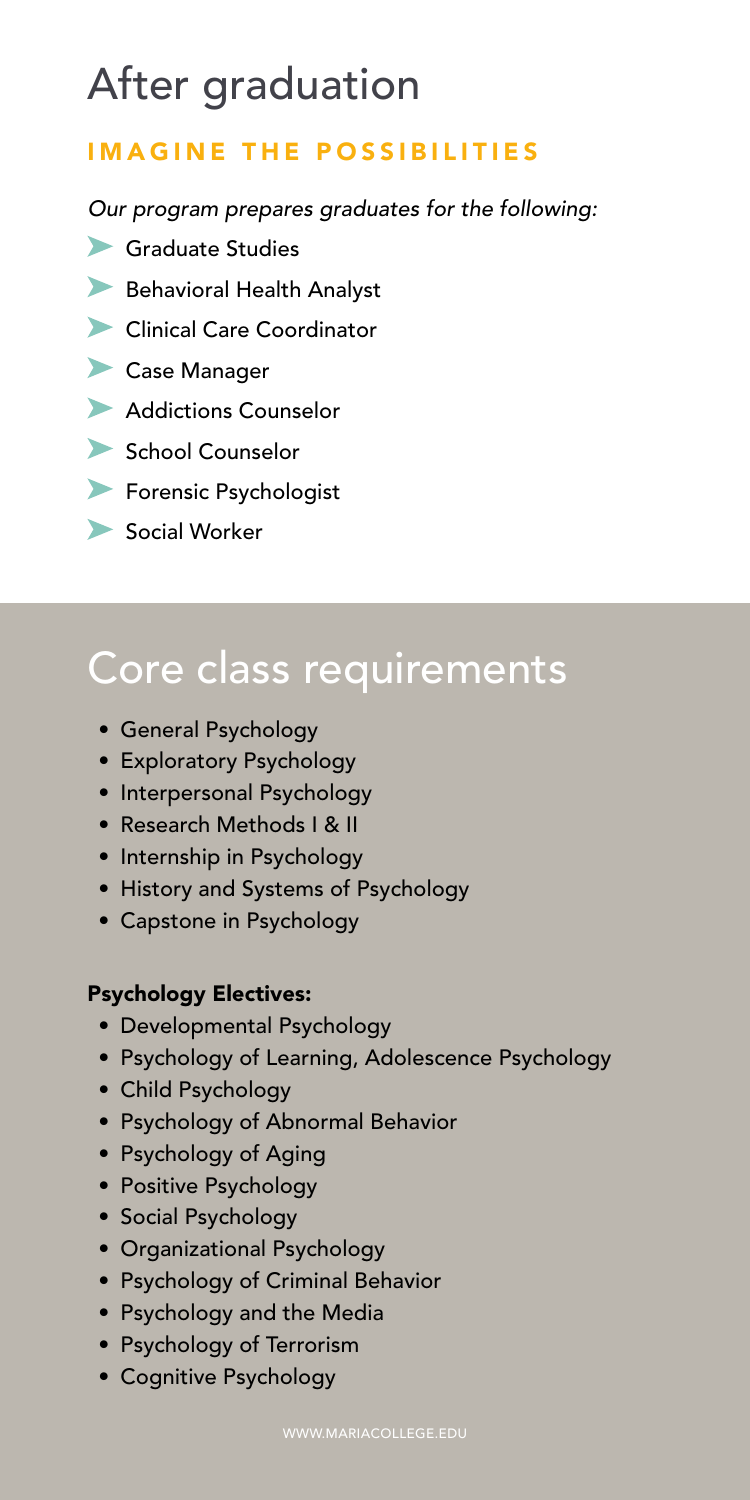# After graduation

## IMAGINE THE POSSIBILITIES

*Our program prepares graduates for the following:*

- Graduate Studies
- Behavioral Health Analyst
- Clinical Care Coordinator
- Case Manager
- Addictions Counselor
- School Counselor
- Forensic Psychologist
- Social Worker

# Core class requirements

- General Psychology
- Exploratory Psychology
- Interpersonal Psychology
- Research Methods I & II
- Internship in Psychology
- History and Systems of Psychology
- Capstone in Psychology

**Psychology Electives:**

- Developmental Psychology
- Psychology of Learning, Adolescence Psychology
- Child Psychology
- Psychology of Abnormal Behavior
- Psychology of Aging
- Positive Psychology
- Social Psychology
- Organizational Psychology
- Psychology of Criminal Behavior
- Psychology and the Media
- Psychology of Terrorism
- Cognitive Psychology

WWW.MARIACOLLEGE.EDU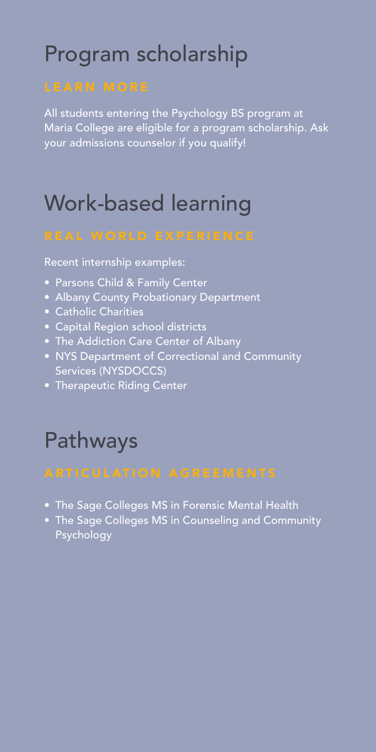## Program scholarship

### LEARN MORE

All students entering the Psychology BS program at Maria College are eligible for a program scholarship. Ask your admissions counselor if you qualify!

## Work-based learning

### REAL WORLD EXPERIENCE

Recent internship examples:

- Parsons Child & Family Center
- Albany County Probationary Department
- Catholic Charities
- Capital Region school districts
- The Addiction Care Center of Albany
- NYS Department of Correctional and Community Services (NYSDOCCS)
- Therapeutic Riding Center

## Pathways

### ARTICULATION AGREEMENTS

- The Sage Colleges MS in Forensic Mental Health
- The Sage Colleges MS in Counseling and Community Psychology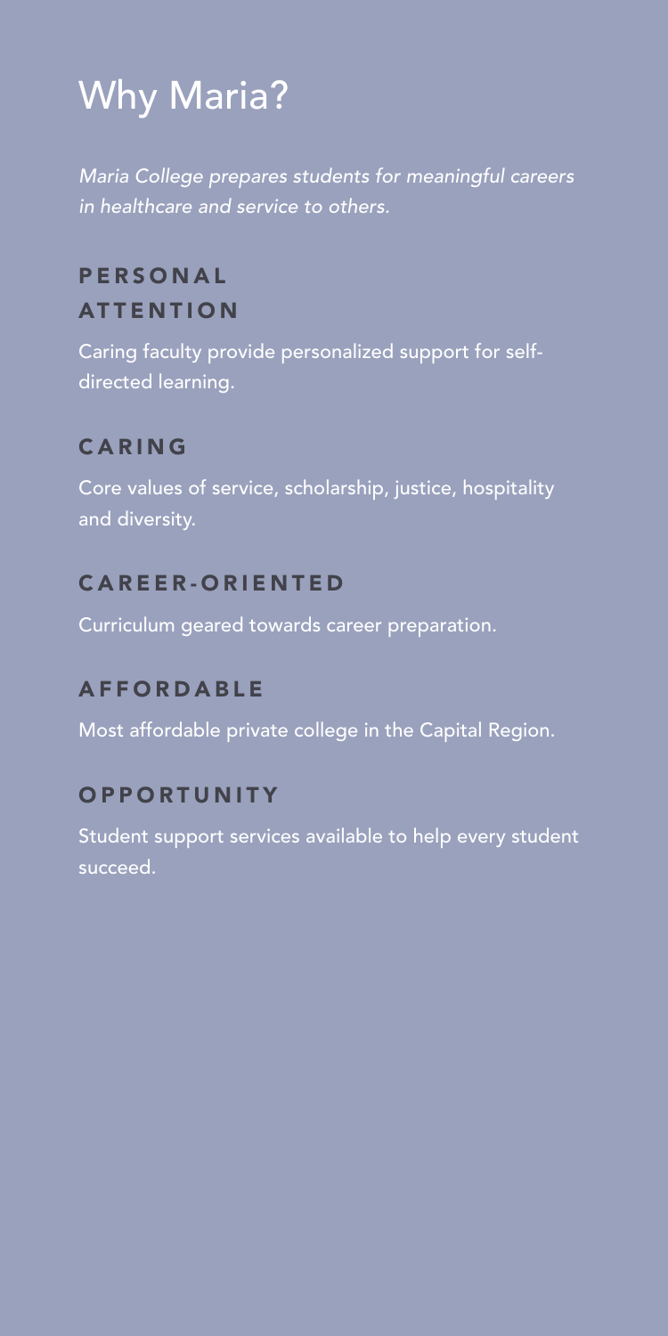# Why Maria?

*Maria College prepares students for meaningful careers in healthcare and service to others.*

## PERSONAL ATTENTION

Caring faculty provide personalized support for self-directed learning.

## CARING

Core values of service, scholarship, justice, hospitality and diversity.

## CAREER-ORIENTED

Curriculum geared towards career preparation.

## AFFORDABLE

Most affordable private college in the Capital Region.

## OPPORTUNITY

Student support services available to help every student succeed.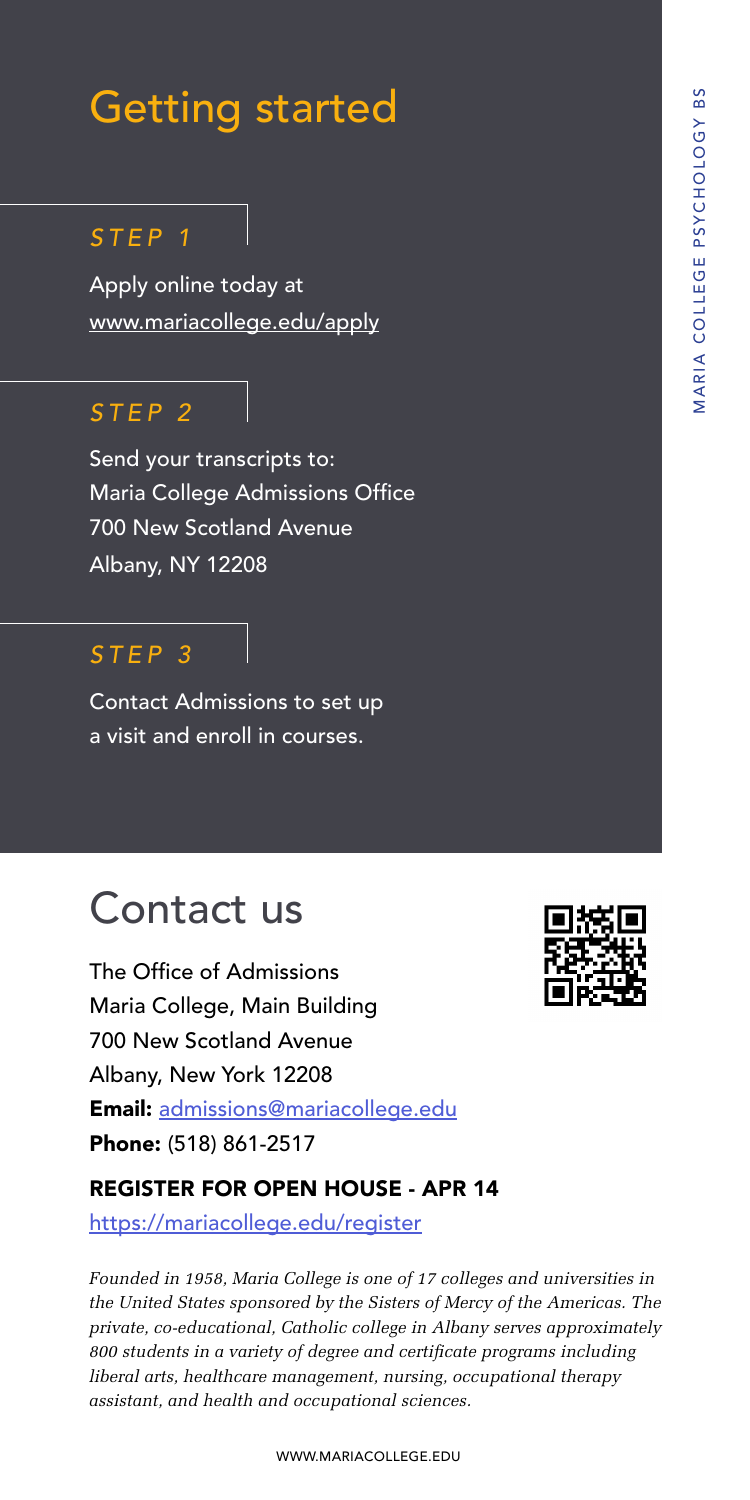# Getting started

*STEP 1*

Apply online today at www.mariacollege.edu/apply

*STEP 2*

Send your transcripts to:
Maria College Admissions Office
700 New Scotland Avenue
Albany, NY 12208

*STEP 3*

Contact Admissions to set up a visit and enroll in courses.

# Contact us

The Office of Admissions
Maria College, Main Building
700 New Scotland Avenue
Albany, New York 12208
**Email:** admissions@mariacollege.edu
**Phone:** (518) 861-2517

**REGISTER FOR OPEN HOUSE - APR 14**

https://mariacollege.edu/register

*Founded in 1958, Maria College is one of 17 colleges and universities in the United States sponsored by the Sisters of Mercy of the Americas. The private, co-educational, Catholic college in Albany serves approximately 800 students in a variety of degree and certificate programs including liberal arts, healthcare management, nursing, occupational therapy assistant, and health and occupational sciences.*